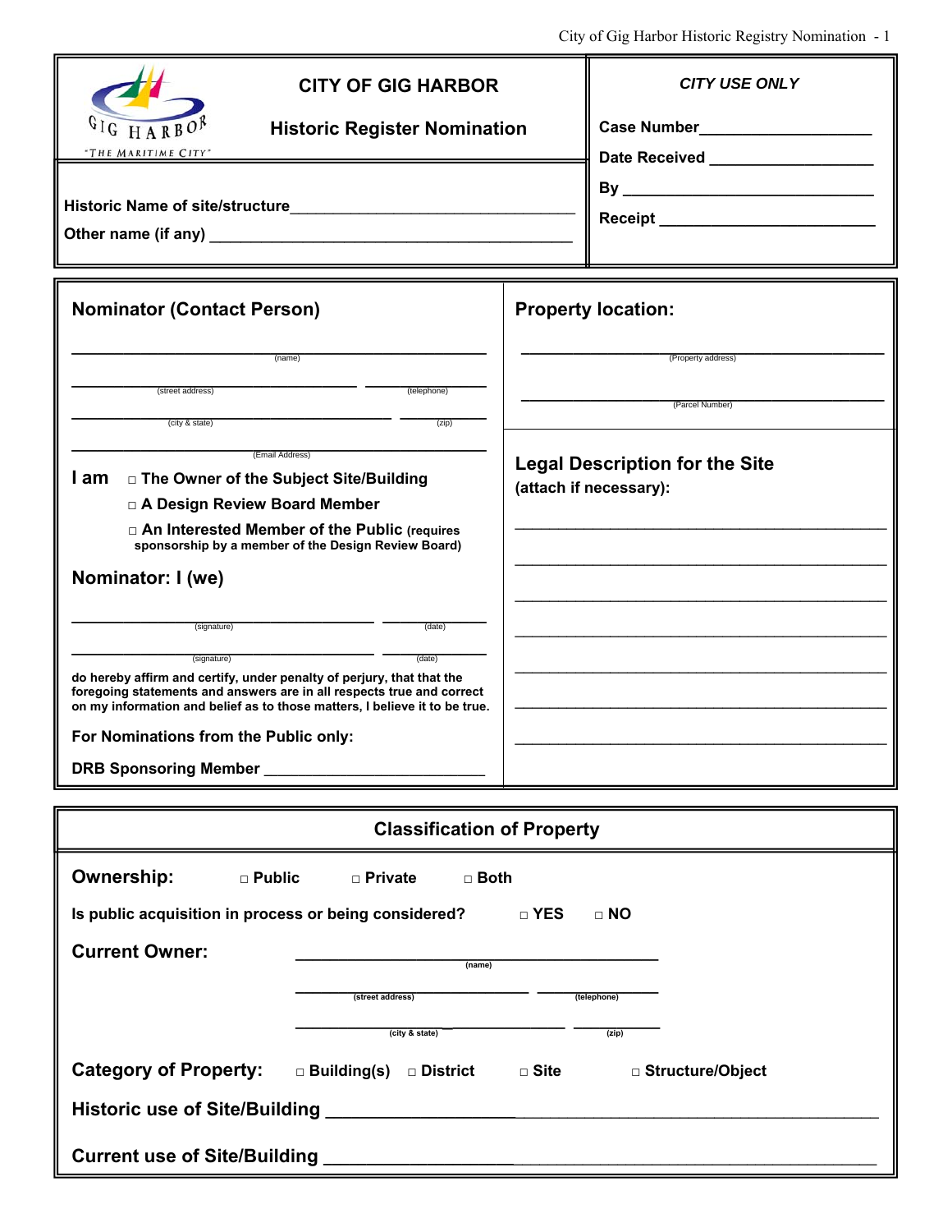# CITY OF GIG HARBOR

## Historic Register Nomination

GIG HARBOR "THE MARITIME CITY"

**Historic Name of site/structure** ________________________________

**Other name (if any)** ________________________________

***CITY USE ONLY***

**Case Number** ____________________

**Date Received** ____________________

**By** ____________________

**Receipt** ____________________

## Nominator (Contact Person)

________________________________ (name)

____________________ (street address) ____________ (telephone)

____________________ (city & state) ____________ (zip)

________________________________ (Email Address)

**I am**
- □ **The Owner of the Subject Site/Building**
- □ **A Design Review Board Member**
- □ **An Interested Member of the Public** **(requires sponsorship by a member of the Design Review Board)**

## Nominator: I (we)

____________________ (signature) ____________ (date)

____________________ (signature) ____________ (date)

**do hereby affirm and certify, under penalty of perjury, that that the foregoing statements and answers are in all respects true and correct on my information and belief as to those matters, I believe it to be true.**

**For Nominations from the Public only:**

**DRB Sponsoring Member** ____________________

## Property location:

________________________________ (Property address)

________________________________ (Parcel Number)

## Legal Description for the Site

**(attach if necessary):**

________________________________

________________________________

________________________________

________________________________

________________________________

________________________________

________________________________

## Classification of Property

**Ownership:** □ **Public** □ **Private** □ **Both**

**Is public acquisition in process or being considered?** □ **YES** □ **NO**

**Current Owner:**

________________________________ **(name)**

____________________ **(street address)** ____________ **(telephone)**

____________________ **(city & state)** ____________ **(zip)**

**Category of Property:** □ **Building(s)** □ **District** □ **Site** □ **Structure/Object**

**Historic use of Site/Building** ________________________________

**Current use of Site/Building** ________________________________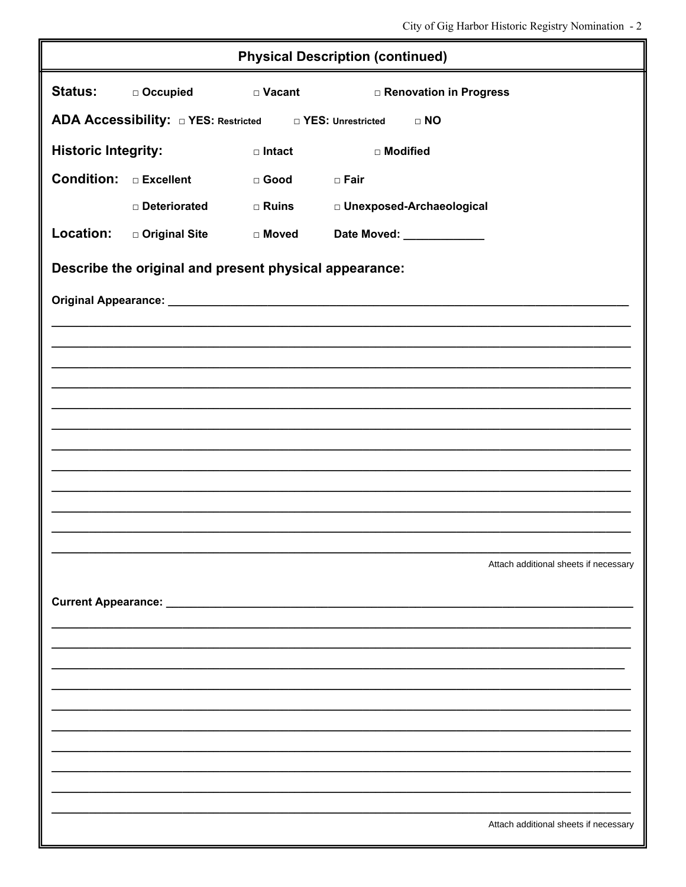## Physical Description (continued)

**Status:** □ Occupied □ Vacant □ Renovation in Progress

**ADA Accessibility:** □ YES: Restricted □ YES: Unrestricted □ NO

**Historic Integrity:** □ Intact □ Modified

**Condition:** □ Excellent □ Good □ Fair

□ Deteriorated □ Ruins □ Unexposed-Archaeological

**Location:** □ Original Site □ Moved **Date Moved:** _____________

### Describe the original and present physical appearance:

**Original Appearance:** ______________________________________________________________________________

______________________________________________________________________________

______________________________________________________________________________

______________________________________________________________________________

______________________________________________________________________________

______________________________________________________________________________

______________________________________________________________________________

______________________________________________________________________________

______________________________________________________________________________

______________________________________________________________________________

______________________________________________________________________________

______________________________________________________________________________

______________________________________________________________________________

Attach additional sheets if necessary

**Current Appearance:** ______________________________________________________________________________

______________________________________________________________________________

______________________________________________________________________________

______________________________________________________________________________

______________________________________________________________________________

______________________________________________________________________________

______________________________________________________________________________

______________________________________________________________________________

______________________________________________________________________________

______________________________________________________________________________

______________________________________________________________________________

Attach additional sheets if necessary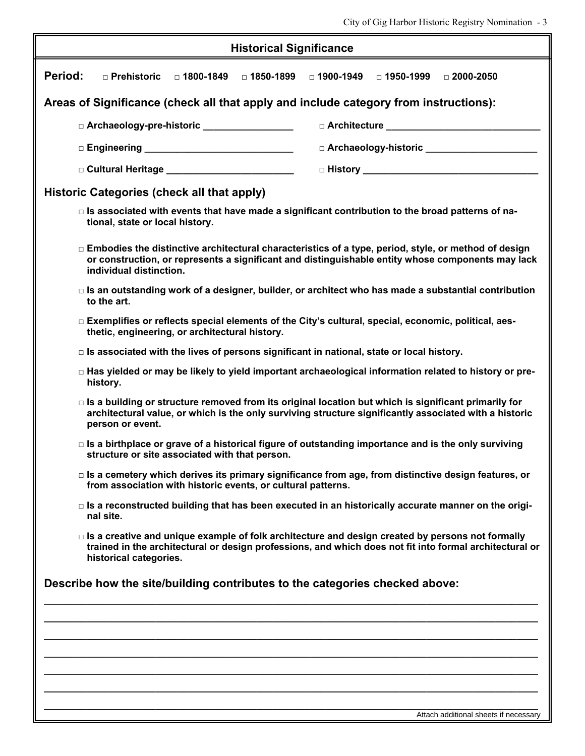## Historical Significance

**Period:** □ Prehistoric □ 1800-1849 □ 1850-1899 □ 1900-1949 □ 1950-1999 □ 2000-2050

### Areas of Significance (check all that apply and include category from instructions):

□ Archaeology-pre-historic ________________ □ Architecture ____________________________

□ Engineering ___________________________ □ Archaeology-historic ____________________

□ Cultural Heritage _______________________ □ History ________________________________

### Historic Categories (check all that apply)

- □ Is associated with events that have made a significant contribution to the broad patterns of national, state or local history.
- □ Embodies the distinctive architectural characteristics of a type, period, style, or method of design or construction, or represents a significant and distinguishable entity whose components may lack individual distinction.
- □ Is an outstanding work of a designer, builder, or architect who has made a substantial contribution to the art.
- □ Exemplifies or reflects special elements of the City's cultural, special, economic, political, aesthetic, engineering, or architectural history.
- □ Is associated with the lives of persons significant in national, state or local history.
- □ Has yielded or may be likely to yield important archaeological information related to history or prehistory.
- □ Is a building or structure removed from its original location but which is significant primarily for architectural value, or which is the only surviving structure significantly associated with a historic person or event.
- □ Is a birthplace or grave of a historical figure of outstanding importance and is the only surviving structure or site associated with that person.
- □ Is a cemetery which derives its primary significance from age, from distinctive design features, or from association with historic events, or cultural patterns.
- □ Is a reconstructed building that has been executed in an historically accurate manner on the original site.
- □ Is a creative and unique example of folk architecture and design created by persons not formally trained in the architectural or design professions, and which does not fit into formal architectural or historical categories.

### Describe how the site/building contributes to the categories checked above:

_______________________________________________________________________________

_______________________________________________________________________________

_______________________________________________________________________________

_______________________________________________________________________________

_______________________________________________________________________________

_______________________________________________________________________________

_______________________________________________________________________________

Attach additional sheets if necessary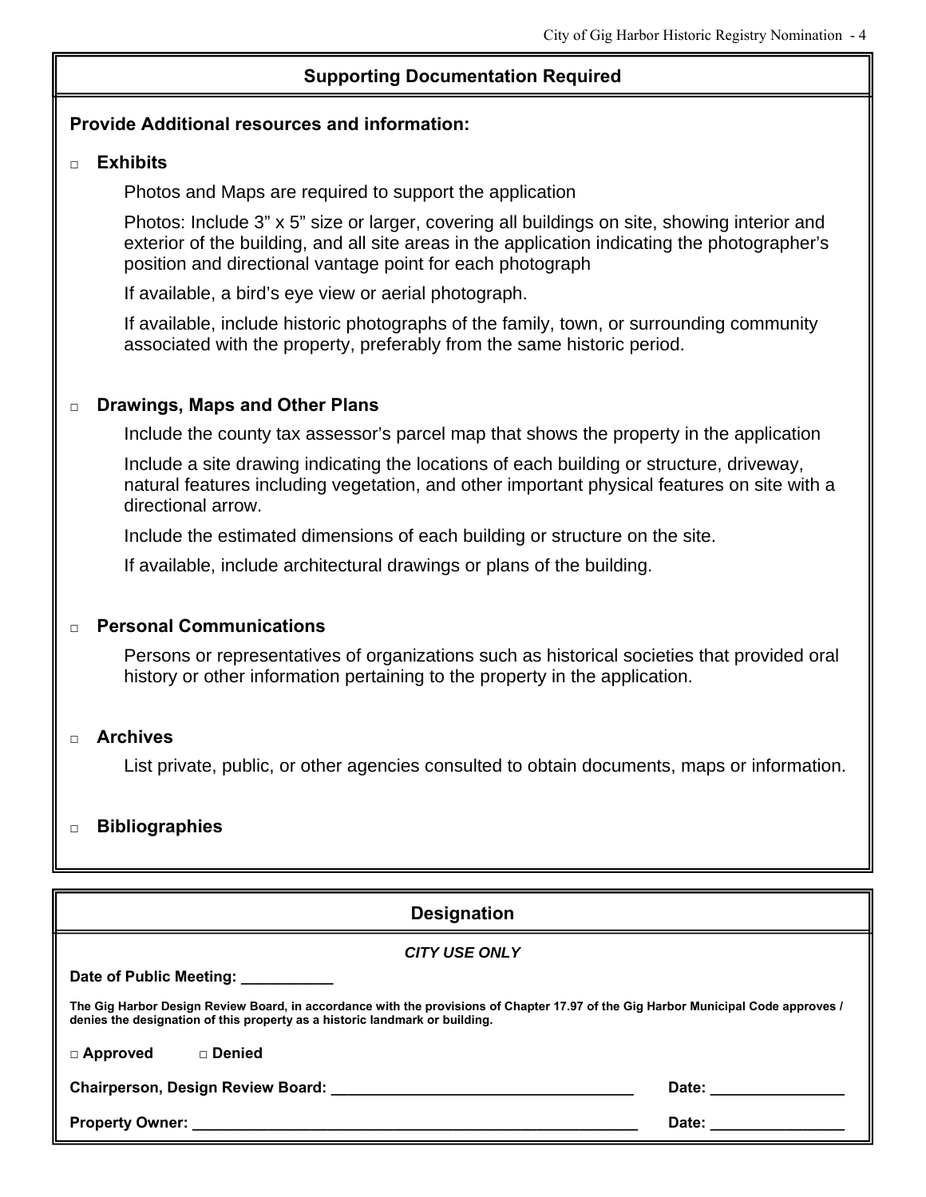## Supporting Documentation Required

**Provide Additional resources and information:**

□ **Exhibits**

Photos and Maps are required to support the application

Photos: Include 3" x 5" size or larger, covering all buildings on site, showing interior and exterior of the building, and all site areas in the application indicating the photographer's position and directional vantage point for each photograph

If available, a bird's eye view or aerial photograph.

If available, include historic photographs of the family, town, or surrounding community associated with the property, preferably from the same historic period.

□ **Drawings, Maps and Other Plans**

Include the county tax assessor's parcel map that shows the property in the application

Include a site drawing indicating the locations of each building or structure, driveway, natural features including vegetation, and other important physical features on site with a directional arrow.

Include the estimated dimensions of each building or structure on the site.

If available, include architectural drawings or plans of the building.

□ **Personal Communications**

Persons or representatives of organizations such as historical societies that provided oral history or other information pertaining to the property in the application.

□ **Archives**

List private, public, or other agencies consulted to obtain documents, maps or information.

□ **Bibliographies**

## Designation

***CITY USE ONLY***

**Date of Public Meeting: ___________**

**The Gig Harbor Design Review Board, in accordance with the provisions of Chapter 17.97 of the Gig Harbor Municipal Code approves / denies the designation of this property as a historic landmark or building.**

**□ Approved □ Denied**

**Chairperson, Design Review Board: ___________________________________ Date: ________________**

**Property Owner: _____________________________________________________ Date: ________________**